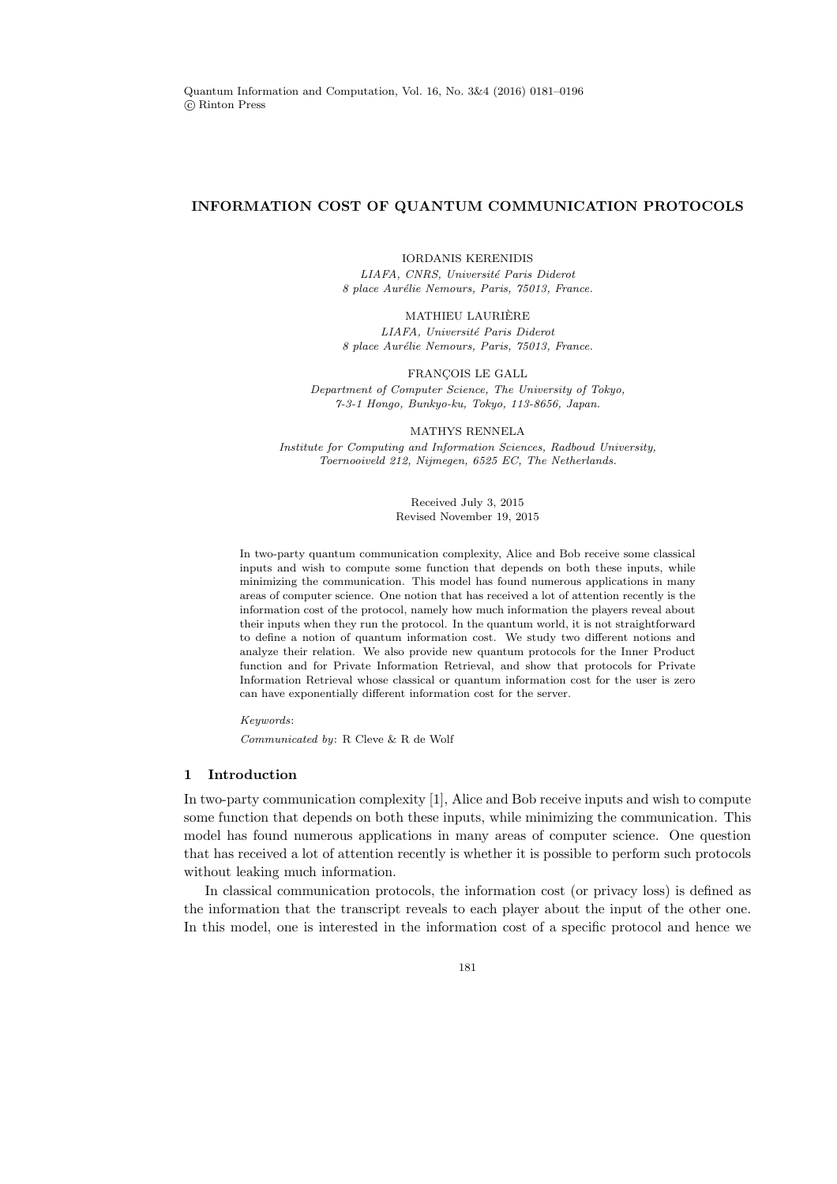# INFORMATION COST OF QUANTUM COMMUNICATION PROTOCOLS

IORDANIS KERENIDIS

*LIAFA, CNRS, Université Paris Diderot*
*8 place Aurélie Nemours, Paris, 75013, France.*

MATHIEU LAURIÈRE

*LIAFA, Université Paris Diderot*
*8 place Aurélie Nemours, Paris, 75013, France.*

FRANÇOIS LE GALL

*Department of Computer Science, The University of Tokyo,*
*7-3-1 Hongo, Bunkyo-ku, Tokyo, 113-8656, Japan.*

MATHYS RENNELA

*Institute for Computing and Information Sciences, Radboud University,*
*Toernooiveld 212, Nijmegen, 6525 EC, The Netherlands.*

Received July 3, 2015
Revised November 19, 2015

In two-party quantum communication complexity, Alice and Bob receive some classical inputs and wish to compute some function that depends on both these inputs, while minimizing the communication. This model has found numerous applications in many areas of computer science. One notion that has received a lot of attention recently is the information cost of the protocol, namely how much information the players reveal about their inputs when they run the protocol. In the quantum world, it is not straightforward to define a notion of quantum information cost. We study two different notions and analyze their relation. We also provide new quantum protocols for the Inner Product function and for Private Information Retrieval, and show that protocols for Private Information Retrieval whose classical or quantum information cost for the user is zero can have exponentially different information cost for the server.

*Keywords*:

*Communicated by*: R Cleve & R de Wolf

## 1 Introduction

In two-party communication complexity [1], Alice and Bob receive inputs and wish to compute some function that depends on both these inputs, while minimizing the communication. This model has found numerous applications in many areas of computer science. One question that has received a lot of attention recently is whether it is possible to perform such protocols without leaking much information.

In classical communication protocols, the information cost (or privacy loss) is defined as the information that the transcript reveals to each player about the input of the other one. In this model, one is interested in the information cost of a specific protocol and hence we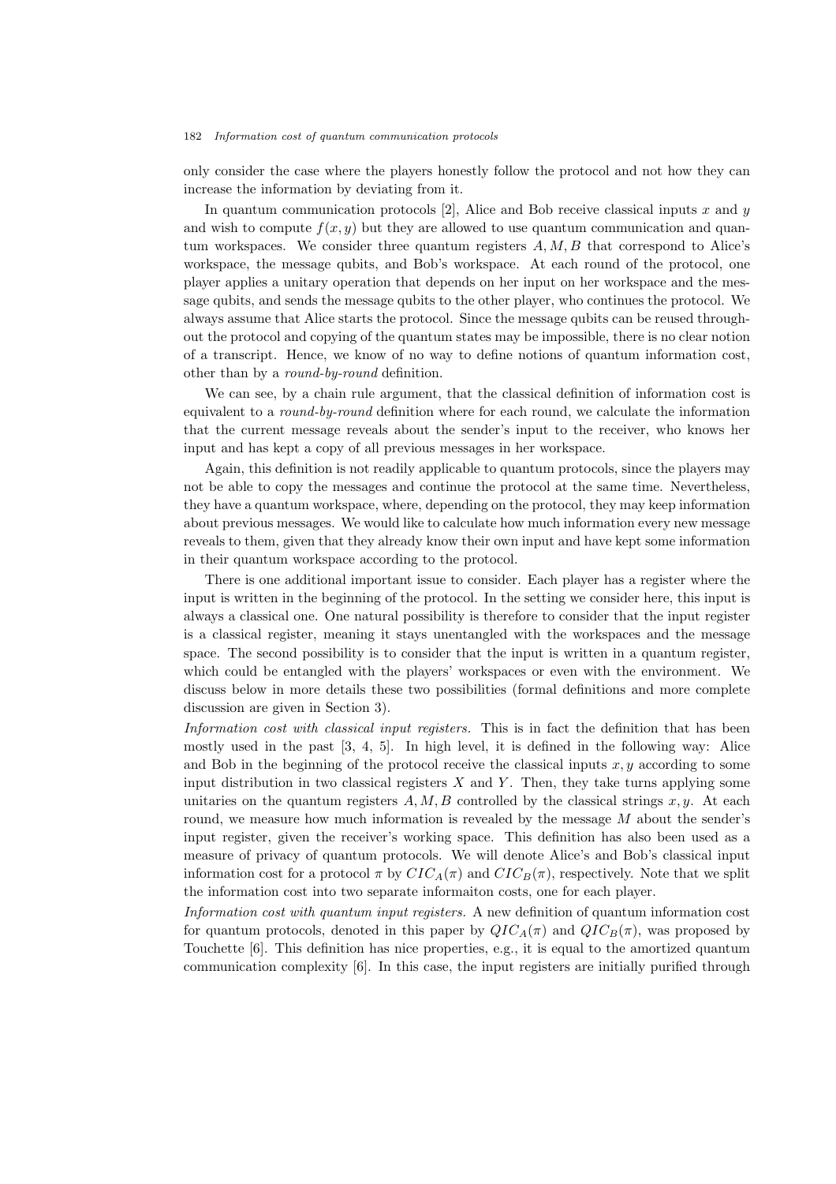only consider the case where the players honestly follow the protocol and not how they can increase the information by deviating from it.

In quantum communication protocols [2], Alice and Bob receive classical inputs $x$ and $y$ and wish to compute $f(x, y)$ but they are allowed to use quantum communication and quantum workspaces. We consider three quantum registers $A, M, B$ that correspond to Alice's workspace, the message qubits, and Bob's workspace. At each round of the protocol, one player applies a unitary operation that depends on her input on her workspace and the message qubits, and sends the message qubits to the other player, who continues the protocol. We always assume that Alice starts the protocol. Since the message qubits can be reused throughout the protocol and copying of the quantum states may be impossible, there is no clear notion of a transcript. Hence, we know of no way to define notions of quantum information cost, other than by a *round-by-round* definition.

We can see, by a chain rule argument, that the classical definition of information cost is equivalent to a *round-by-round* definition where for each round, we calculate the information that the current message reveals about the sender's input to the receiver, who knows her input and has kept a copy of all previous messages in her workspace.

Again, this definition is not readily applicable to quantum protocols, since the players may not be able to copy the messages and continue the protocol at the same time. Nevertheless, they have a quantum workspace, where, depending on the protocol, they may keep information about previous messages. We would like to calculate how much information every new message reveals to them, given that they already know their own input and have kept some information in their quantum workspace according to the protocol.

There is one additional important issue to consider. Each player has a register where the input is written in the beginning of the protocol. In the setting we consider here, this input is always a classical one. One natural possibility is therefore to consider that the input register is a classical register, meaning it stays unentangled with the workspaces and the message space. The second possibility is to consider that the input is written in a quantum register, which could be entangled with the players' workspaces or even with the environment. We discuss below in more details these two possibilities (formal definitions and more complete discussion are given in Section 3).

*Information cost with classical input registers.* This is in fact the definition that has been mostly used in the past [3, 4, 5]. In high level, it is defined in the following way: Alice and Bob in the beginning of the protocol receive the classical inputs $x, y$ according to some input distribution in two classical registers $X$ and $Y$. Then, they take turns applying some unitaries on the quantum registers $A, M, B$ controlled by the classical strings $x, y$. At each round, we measure how much information is revealed by the message $M$ about the sender's input register, given the receiver's working space. This definition has also been used as a measure of privacy of quantum protocols. We will denote Alice's and Bob's classical input information cost for a protocol $\pi$ by $CIC_A(\pi)$ and $CIC_B(\pi)$, respectively. Note that we split the information cost into two separate informaiton costs, one for each player.

*Information cost with quantum input registers.* A new definition of quantum information cost for quantum protocols, denoted in this paper by $QIC_A(\pi)$ and $QIC_B(\pi)$, was proposed by Touchette [6]. This definition has nice properties, e.g., it is equal to the amortized quantum communication complexity [6]. In this case, the input registers are initially purified through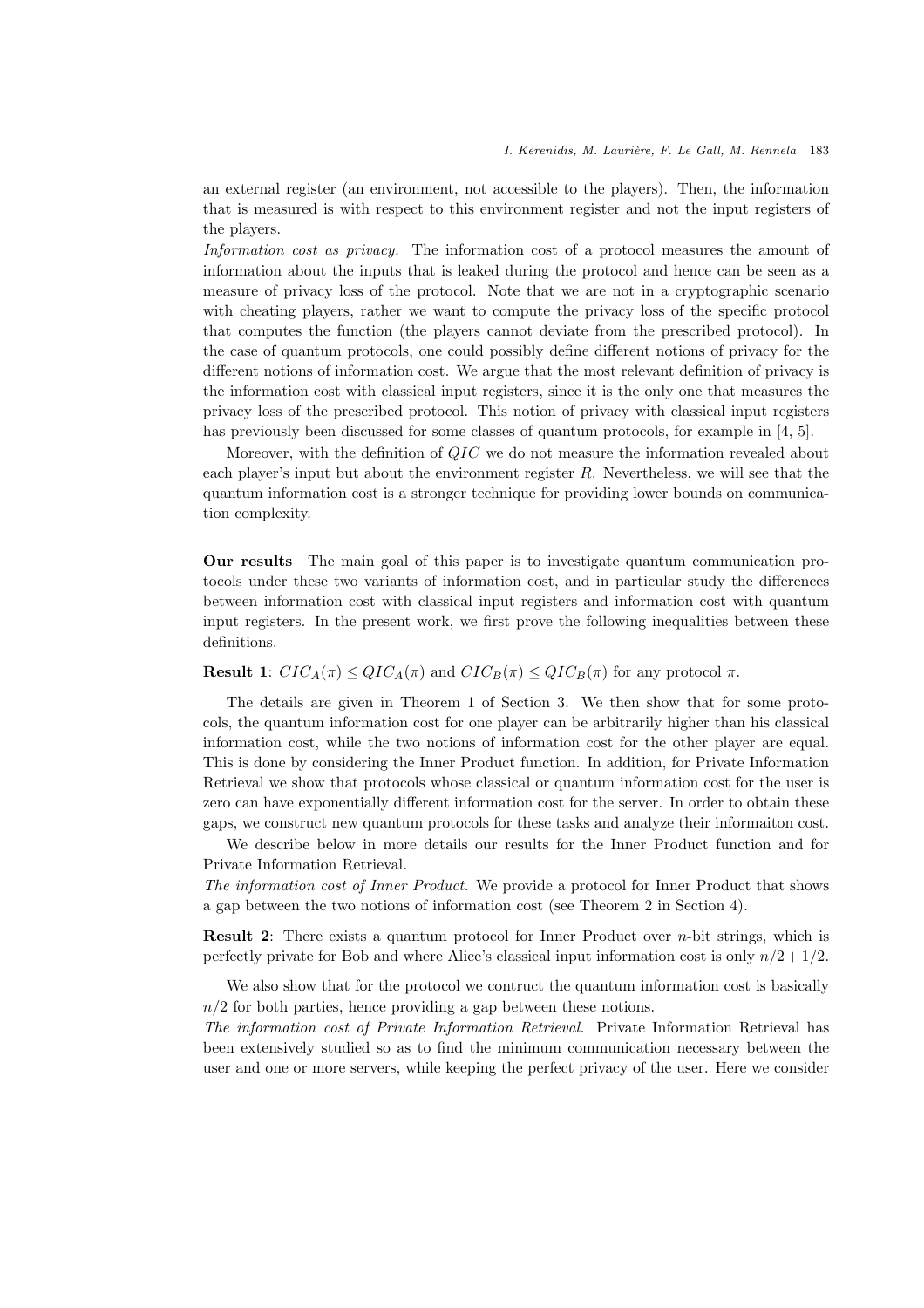an external register (an environment, not accessible to the players). Then, the information that is measured is with respect to this environment register and not the input registers of the players.

*Information cost as privacy.* The information cost of a protocol measures the amount of information about the inputs that is leaked during the protocol and hence can be seen as a measure of privacy loss of the protocol. Note that we are not in a cryptographic scenario with cheating players, rather we want to compute the privacy loss of the specific protocol that computes the function (the players cannot deviate from the prescribed protocol). In the case of quantum protocols, one could possibly define different notions of privacy for the different notions of information cost. We argue that the most relevant definition of privacy is the information cost with classical input registers, since it is the only one that measures the privacy loss of the prescribed protocol. This notion of privacy with classical input registers has previously been discussed for some classes of quantum protocols, for example in [4, 5].

Moreover, with the definition of $QIC$ we do not measure the information revealed about each player's input but about the environment register $R$. Nevertheless, we will see that the quantum information cost is a stronger technique for providing lower bounds on communication complexity.

**Our results** The main goal of this paper is to investigate quantum communication protocols under these two variants of information cost, and in particular study the differences between information cost with classical input registers and information cost with quantum input registers. In the present work, we first prove the following inequalities between these definitions.

**Result 1**: $CIC_A(\pi) \leq QIC_A(\pi)$ and $CIC_B(\pi) \leq QIC_B(\pi)$ for any protocol $\pi$.

The details are given in Theorem 1 of Section 3. We then show that for some protocols, the quantum information cost for one player can be arbitrarily higher than his classical information cost, while the two notions of information cost for the other player are equal. This is done by considering the Inner Product function. In addition, for Private Information Retrieval we show that protocols whose classical or quantum information cost for the user is zero can have exponentially different information cost for the server. In order to obtain these gaps, we construct new quantum protocols for these tasks and analyze their informaiton cost.

We describe below in more details our results for the Inner Product function and for Private Information Retrieval.

*The information cost of Inner Product.* We provide a protocol for Inner Product that shows a gap between the two notions of information cost (see Theorem 2 in Section 4).

**Result 2**: There exists a quantum protocol for Inner Product over $n$-bit strings, which is perfectly private for Bob and where Alice's classical input information cost is only $n/2 + 1/2$.

We also show that for the protocol we contruct the quantum information cost is basically $n/2$ for both parties, hence providing a gap between these notions.

*The information cost of Private Information Retrieval.* Private Information Retrieval has been extensively studied so as to find the minimum communication necessary between the user and one or more servers, while keeping the perfect privacy of the user. Here we consider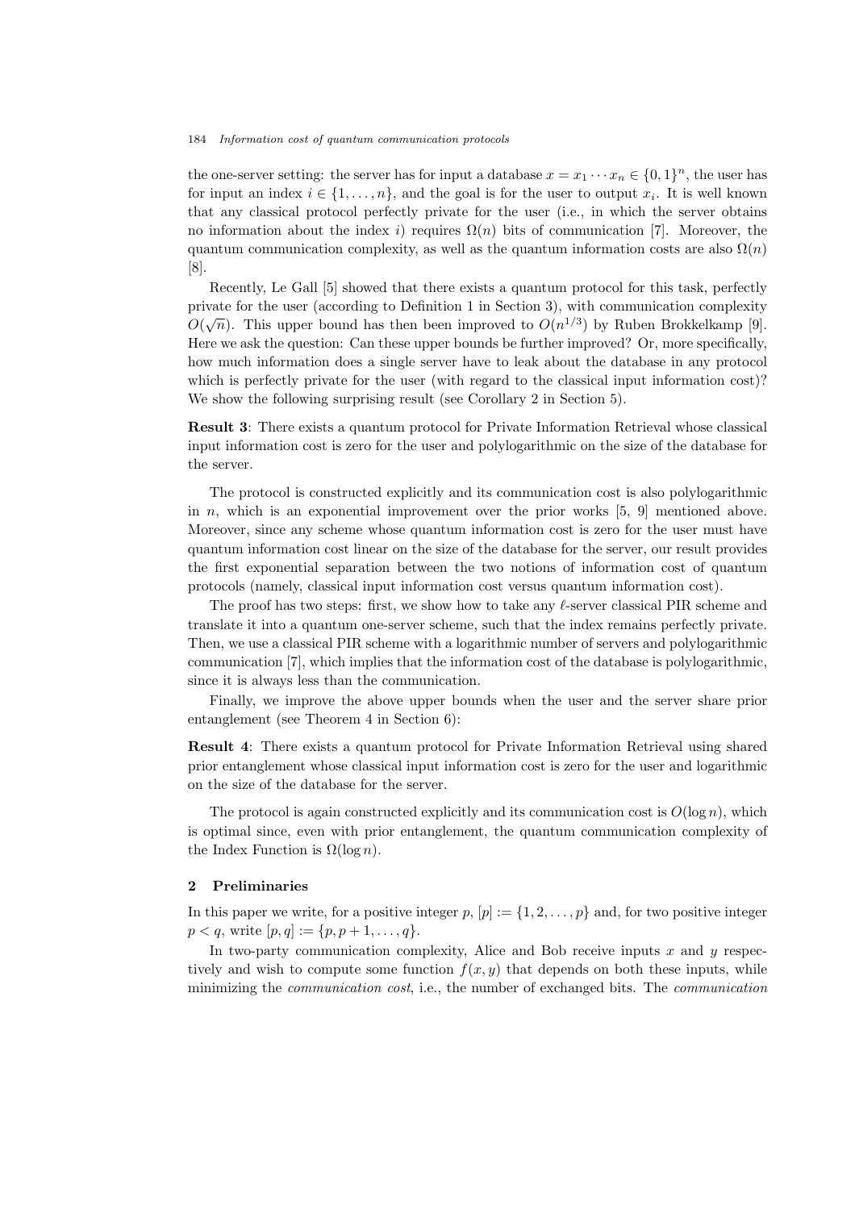the one-server setting: the server has for input a database $x = x_1 \cdots x_n \in \{0,1\}^n$, the user has for input an index $i \in \{1, \ldots, n\}$, and the goal is for the user to output $x_i$. It is well known that any classical protocol perfectly private for the user (i.e., in which the server obtains no information about the index $i$) requires $\Omega(n)$ bits of communication [7]. Moreover, the quantum communication complexity, as well as the quantum information costs are also $\Omega(n)$ [8].

Recently, Le Gall [5] showed that there exists a quantum protocol for this task, perfectly private for the user (according to Definition 1 in Section 3), with communication complexity $O(\sqrt{n})$. This upper bound has then been improved to $O(n^{1/3})$ by Ruben Brokkelkamp [9]. Here we ask the question: Can these upper bounds be further improved? Or, more specifically, how much information does a single server have to leak about the database in any protocol which is perfectly private for the user (with regard to the classical input information cost)? We show the following surprising result (see Corollary 2 in Section 5).

**Result 3**: There exists a quantum protocol for Private Information Retrieval whose classical input information cost is zero for the user and polylogarithmic on the size of the database for the server.

The protocol is constructed explicitly and its communication cost is also polylogarithmic in $n$, which is an exponential improvement over the prior works [5, 9] mentioned above. Moreover, since any scheme whose quantum information cost is zero for the user must have quantum information cost linear on the size of the database for the server, our result provides the first exponential separation between the two notions of information cost of quantum protocols (namely, classical input information cost versus quantum information cost).

The proof has two steps: first, we show how to take any $\ell$-server classical PIR scheme and translate it into a quantum one-server scheme, such that the index remains perfectly private. Then, we use a classical PIR scheme with a logarithmic number of servers and polylogarithmic communication [7], which implies that the information cost of the database is polylogarithmic, since it is always less than the communication.

Finally, we improve the above upper bounds when the user and the server share prior entanglement (see Theorem 4 in Section 6):

**Result 4**: There exists a quantum protocol for Private Information Retrieval using shared prior entanglement whose classical input information cost is zero for the user and logarithmic on the size of the database for the server.

The protocol is again constructed explicitly and its communication cost is $O(\log n)$, which is optimal since, even with prior entanglement, the quantum communication complexity of the Index Function is $\Omega(\log n)$.

## 2 Preliminaries

In this paper we write, for a positive integer $p$, $[p] := \{1, 2, \ldots, p\}$ and, for two positive integer $p < q$, write $[p, q] := \{p, p+1, \ldots, q\}$.

In two-party communication complexity, Alice and Bob receive inputs $x$ and $y$ respectively and wish to compute some function $f(x, y)$ that depends on both these inputs, while minimizing the *communication cost*, i.e., the number of exchanged bits. The *communication*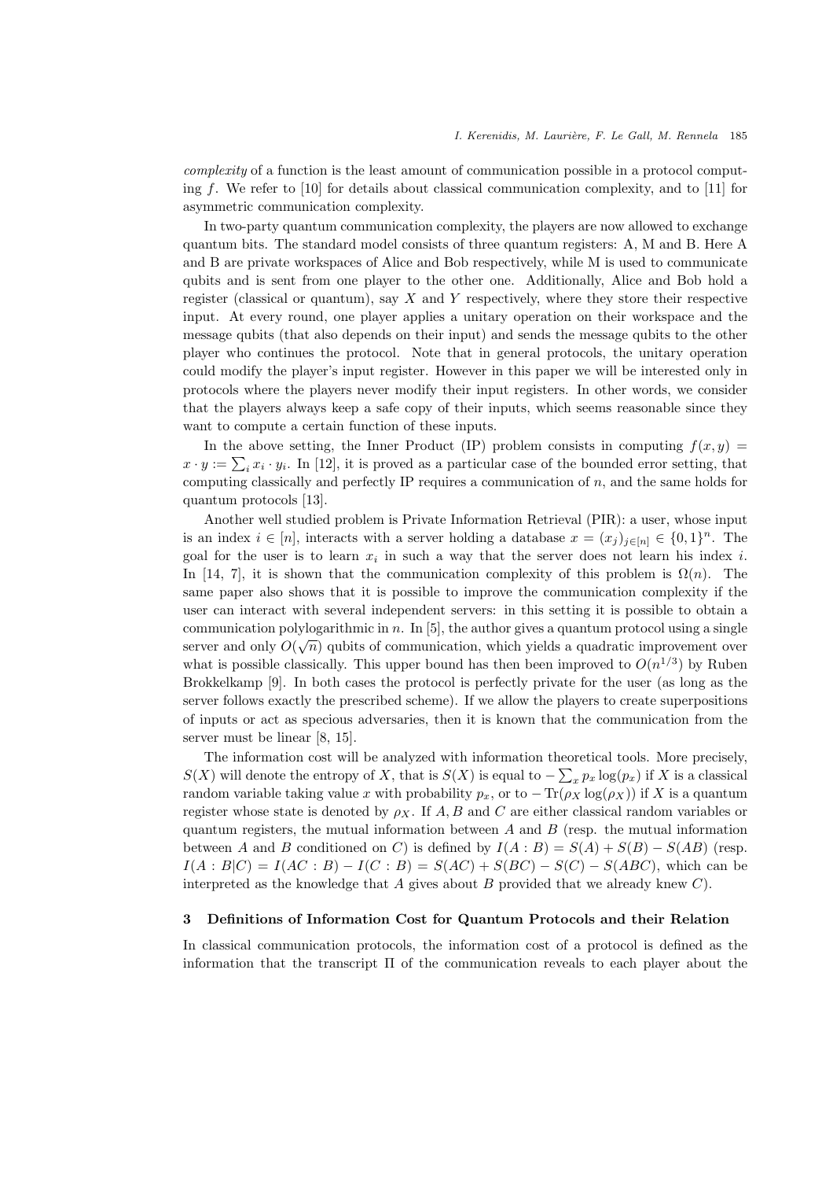*complexity* of a function is the least amount of communication possible in a protocol computing $f$. We refer to [10] for details about classical communication complexity, and to [11] for asymmetric communication complexity.

In two-party quantum communication complexity, the players are now allowed to exchange quantum bits. The standard model consists of three quantum registers: A, M and B. Here A and B are private workspaces of Alice and Bob respectively, while M is used to communicate qubits and is sent from one player to the other one. Additionally, Alice and Bob hold a register (classical or quantum), say $X$ and $Y$ respectively, where they store their respective input. At every round, one player applies a unitary operation on their workspace and the message qubits (that also depends on their input) and sends the message qubits to the other player who continues the protocol. Note that in general protocols, the unitary operation could modify the player's input register. However in this paper we will be interested only in protocols where the players never modify their input registers. In other words, we consider that the players always keep a safe copy of their inputs, which seems reasonable since they want to compute a certain function of these inputs.

In the above setting, the Inner Product (IP) problem consists in computing $f(x, y) = x \cdot y := \sum_i x_i \cdot y_i$. In [12], it is proved as a particular case of the bounded error setting, that computing classically and perfectly IP requires a communication of $n$, and the same holds for quantum protocols [13].

Another well studied problem is Private Information Retrieval (PIR): a user, whose input is an index $i \in [n]$, interacts with a server holding a database $x = (x_j)_{j \in [n]} \in \{0, 1\}^n$. The goal for the user is to learn $x_i$ in such a way that the server does not learn his index $i$. In [14, 7], it is shown that the communication complexity of this problem is $\Omega(n)$. The same paper also shows that it is possible to improve the communication complexity if the user can interact with several independent servers: in this setting it is possible to obtain a communication polylogarithmic in $n$. In [5], the author gives a quantum protocol using a single server and only $O(\sqrt{n})$ qubits of communication, which yields a quadratic improvement over what is possible classically. This upper bound has then been improved to $O(n^{1/3})$ by Ruben Brokkelkamp [9]. In both cases the protocol is perfectly private for the user (as long as the server follows exactly the prescribed scheme). If we allow the players to create superpositions of inputs or act as specious adversaries, then it is known that the communication from the server must be linear [8, 15].

The information cost will be analyzed with information theoretical tools. More precisely, $S(X)$ will denote the entropy of $X$, that is $S(X)$ is equal to $-\sum_x p_x \log(p_x)$ if $X$ is a classical random variable taking value $x$ with probability $p_x$, or to $-\operatorname{Tr}(\rho_X \log(\rho_X))$ if $X$ is a quantum register whose state is denoted by $\rho_X$. If $A, B$ and $C$ are either classical random variables or quantum registers, the mutual information between $A$ and $B$ (resp. the mutual information between $A$ and $B$ conditioned on $C$) is defined by $I(A : B) = S(A) + S(B) - S(AB)$ (resp. $I(A : B|C) = I(AC : B) - I(C : B) = S(AC) + S(BC) - S(C) - S(ABC)$, which can be interpreted as the knowledge that $A$ gives about $B$ provided that we already knew $C$).

## 3 Definitions of Information Cost for Quantum Protocols and their Relation

In classical communication protocols, the information cost of a protocol is defined as the information that the transcript $\Pi$ of the communication reveals to each player about the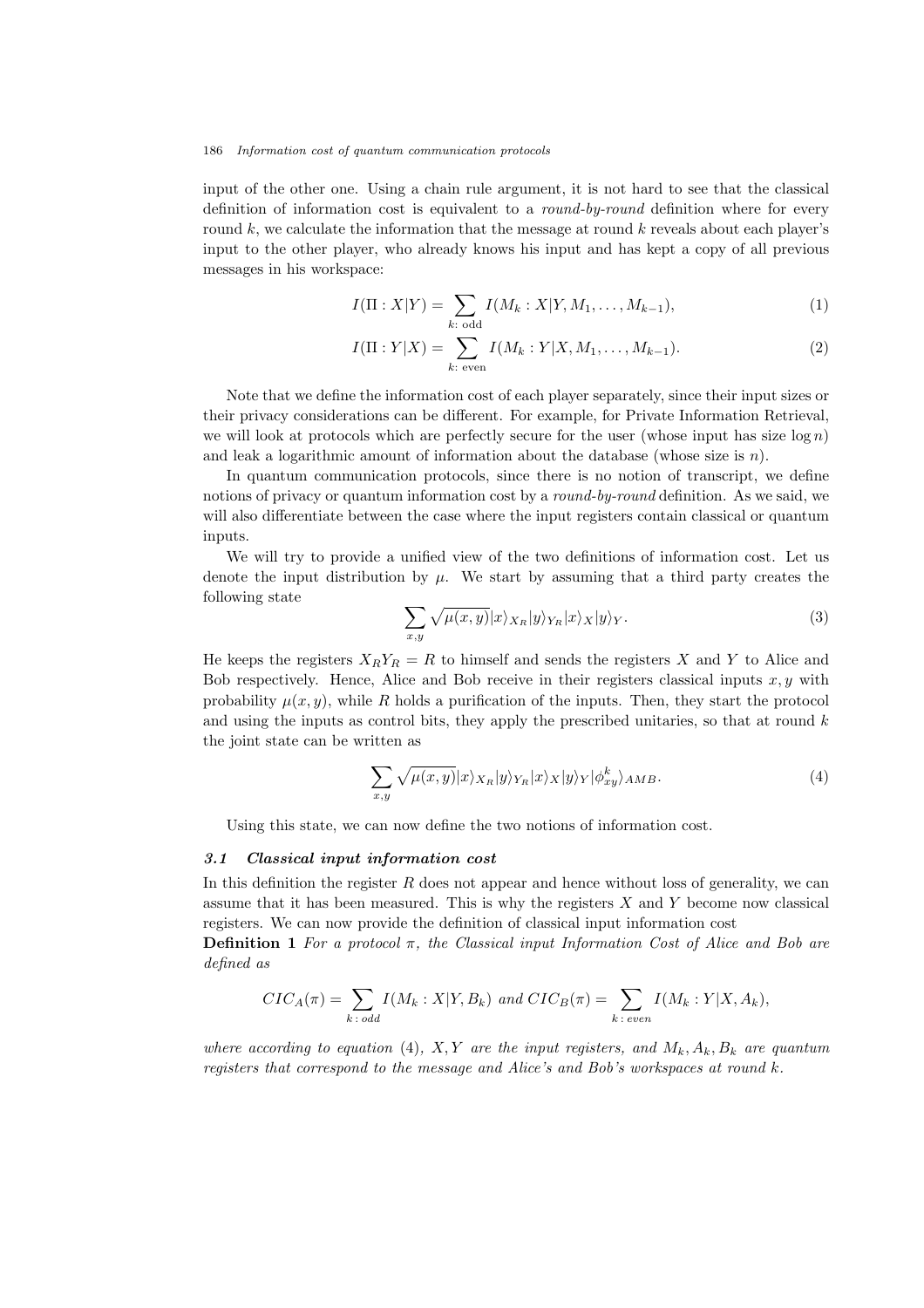input of the other one. Using a chain rule argument, it is not hard to see that the classical definition of information cost is equivalent to a *round-by-round* definition where for every round $k$, we calculate the information that the message at round $k$ reveals about each player's input to the other player, who already knows his input and has kept a copy of all previous messages in his workspace:

$$I(\Pi : X|Y) = \sum_{k:\text{ odd}} I(M_k : X|Y, M_1, \ldots, M_{k-1}), \tag{1}$$

$$I(\Pi : Y|X) = \sum_{k:\text{ even}} I(M_k : Y|X, M_1, \ldots, M_{k-1}). \tag{2}$$

Note that we define the information cost of each player separately, since their input sizes or their privacy considerations can be different. For example, for Private Information Retrieval, we will look at protocols which are perfectly secure for the user (whose input has size $\log n$) and leak a logarithmic amount of information about the database (whose size is $n$).

In quantum communication protocols, since there is no notion of transcript, we define notions of privacy or quantum information cost by a *round-by-round* definition. As we said, we will also differentiate between the case where the input registers contain classical or quantum inputs.

We will try to provide a unified view of the two definitions of information cost. Let us denote the input distribution by $\mu$. We start by assuming that a third party creates the following state

$$\sum_{x,y} \sqrt{\mu(x,y)} |x\rangle_{X_R} |y\rangle_{Y_R} |x\rangle_X |y\rangle_Y. \tag{3}$$

He keeps the registers $X_R Y_R = R$ to himself and sends the registers $X$ and $Y$ to Alice and Bob respectively. Hence, Alice and Bob receive in their registers classical inputs $x, y$ with probability $\mu(x, y)$, while $R$ holds a purification of the inputs. Then, they start the protocol and using the inputs as control bits, they apply the prescribed unitaries, so that at round $k$ the joint state can be written as

$$\sum_{x,y} \sqrt{\mu(x,y)} |x\rangle_{X_R} |y\rangle_{Y_R} |x\rangle_X |y\rangle_Y |\phi^k_{xy}\rangle_{AMB}. \tag{4}$$

Using this state, we can now define the two notions of information cost.

### *3.1 Classical input information cost*

In this definition the register $R$ does not appear and hence without loss of generality, we can assume that it has been measured. This is why the registers $X$ and $Y$ become now classical registers. We can now provide the definition of classical input information cost

**Definition 1** *For a protocol $\pi$, the Classical input Information Cost of Alice and Bob are defined as*

$$CIC_A(\pi) = \sum_{k\,:\,odd} I(M_k : X|Y, B_k) \text{ and } CIC_B(\pi) = \sum_{k\,:\,even} I(M_k : Y|X, A_k),$$

*where according to equation (4), $X, Y$ are the input registers, and $M_k, A_k, B_k$ are quantum registers that correspond to the message and Alice's and Bob's workspaces at round $k$.*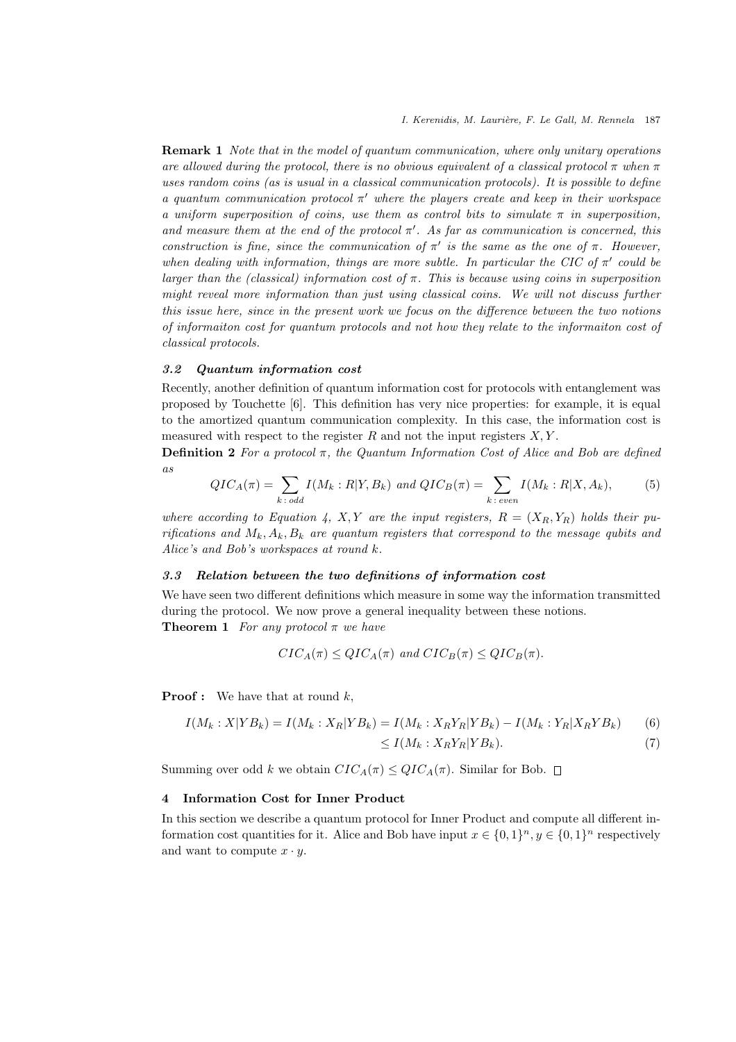**Remark 1** *Note that in the model of quantum communication, where only unitary operations are allowed during the protocol, there is no obvious equivalent of a classical protocol $\pi$ when $\pi$ uses random coins (as is usual in a classical communication protocols). It is possible to define a quantum communication protocol $\pi'$ where the players create and keep in their workspace a uniform superposition of coins, use them as control bits to simulate $\pi$ in superposition, and measure them at the end of the protocol $\pi'$. As far as communication is concerned, this construction is fine, since the communication of $\pi'$ is the same as the one of $\pi$. However, when dealing with information, things are more subtle. In particular the CIC of $\pi'$ could be larger than the (classical) information cost of $\pi$. This is because using coins in superposition might reveal more information than just using classical coins. We will not discuss further this issue here, since in the present work we focus on the difference between the two notions of informaiton cost for quantum protocols and not how they relate to the informaiton cost of classical protocols.*

### *3.2 Quantum information cost*

Recently, another definition of quantum information cost for protocols with entanglement was proposed by Touchette [6]. This definition has very nice properties: for example, it is equal to the amortized quantum communication complexity. In this case, the information cost is measured with respect to the register $R$ and not the input registers $X, Y$.

**Definition 2** *For a protocol $\pi$, the Quantum Information Cost of Alice and Bob are defined as*

$$QIC_A(\pi) = \sum_{k\,:\,odd} I(M_k : R|Y, B_k) \text{ and } QIC_B(\pi) = \sum_{k\,:\,even} I(M_k : R|X, A_k), \tag{5}$$

*where according to Equation 4, $X, Y$ are the input registers, $R = (X_R, Y_R)$ holds their purifications and $M_k, A_k, B_k$ are quantum registers that correspond to the message qubits and Alice's and Bob's workspaces at round $k$.*

### *3.3 Relation between the two definitions of information cost*

We have seen two different definitions which measure in some way the information transmitted during the protocol. We now prove a general inequality between these notions.

**Theorem 1** *For any protocol $\pi$ we have*

$$CIC_A(\pi) \leq QIC_A(\pi) \text{ and } CIC_B(\pi) \leq QIC_B(\pi).$$

**Proof :** We have that at round $k$,

$$I(M_k : X|YB_k) = I(M_k : X_R|YB_k) = I(M_k : X_RY_R|YB_k) - I(M_k : Y_R|X_RYB_k) \tag{6}$$

$$\leq I(M_k : X_RY_R|YB_k). \tag{7}$$

Summing over odd $k$ we obtain $CIC_A(\pi) \leq QIC_A(\pi)$. Similar for Bob. □

## 4 Information Cost for Inner Product

In this section we describe a quantum protocol for Inner Product and compute all different information cost quantities for it. Alice and Bob have input $x \in \{0,1\}^n, y \in \{0,1\}^n$ respectively and want to compute $x \cdot y$.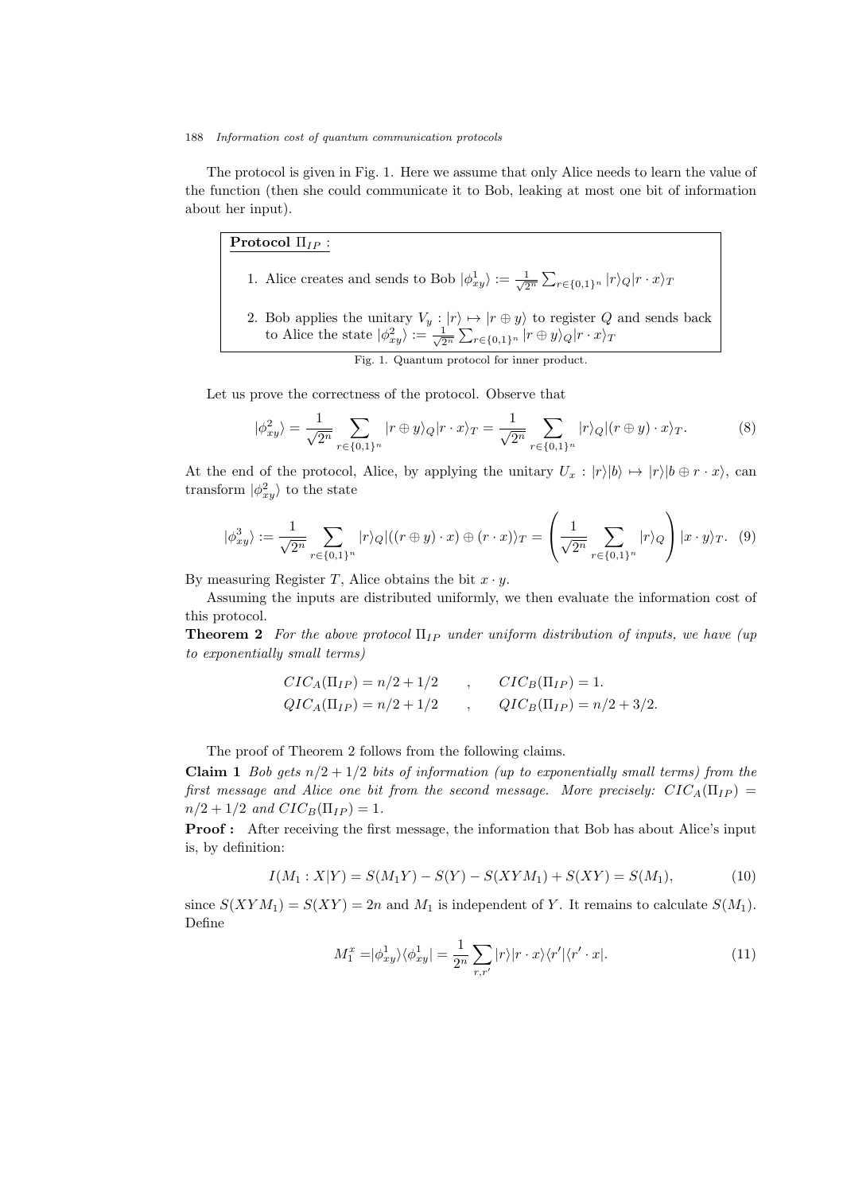The protocol is given in Fig. 1. Here we assume that only Alice needs to learn the value of the function (then she could communicate it to Bob, leaking at most one bit of information about her input).

**Protocol** $\Pi_{IP}$ **:**

1. Alice creates and sends to Bob $|\phi^1_{xy}\rangle := \frac{1}{\sqrt{2^n}} \sum_{r\in\{0,1\}^n} |r\rangle_Q |r\cdot x\rangle_T$
2. Bob applies the unitary $V_y : |r\rangle \mapsto |r \oplus y\rangle$ to register $Q$ and sends back to Alice the state $|\phi^2_{xy}\rangle := \frac{1}{\sqrt{2^n}} \sum_{r\in\{0,1\}^n} |r\oplus y\rangle_Q |r\cdot x\rangle_T$

Fig. 1. Quantum protocol for inner product.

Let us prove the correctness of the protocol. Observe that

$$|\phi^2_{xy}\rangle = \frac{1}{\sqrt{2^n}} \sum_{r\in\{0,1\}^n} |r\oplus y\rangle_Q |r\cdot x\rangle_T = \frac{1}{\sqrt{2^n}} \sum_{r\in\{0,1\}^n} |r\rangle_Q |(r\oplus y)\cdot x\rangle_T. \tag{8}$$

At the end of the protocol, Alice, by applying the unitary $U_x : |r\rangle|b\rangle \mapsto |r\rangle|b \oplus r\cdot x\rangle$, can transform $|\phi^2_{xy}\rangle$ to the state

$$|\phi^3_{xy}\rangle := \frac{1}{\sqrt{2^n}} \sum_{r\in\{0,1\}^n} |r\rangle_Q |((r\oplus y)\cdot x) \oplus (r\cdot x)\rangle_T = \left(\frac{1}{\sqrt{2^n}} \sum_{r\in\{0,1\}^n} |r\rangle_Q\right) |x\cdot y\rangle_T. \tag{9}$$

By measuring Register $T$, Alice obtains the bit $x \cdot y$.

Assuming the inputs are distributed uniformly, we then evaluate the information cost of this protocol.

**Theorem 2** *For the above protocol $\Pi_{IP}$ under uniform distribution of inputs, we have (up to exponentially small terms)*

$$CIC_A(\Pi_{IP}) = n/2 + 1/2 \quad , \quad CIC_B(\Pi_{IP}) = 1.$$
$$QIC_A(\Pi_{IP}) = n/2 + 1/2 \quad , \quad QIC_B(\Pi_{IP}) = n/2 + 3/2.$$

The proof of Theorem 2 follows from the following claims.

**Claim 1** *Bob gets $n/2 + 1/2$ bits of information (up to exponentially small terms) from the first message and Alice one bit from the second message. More precisely: $CIC_A(\Pi_{IP}) = n/2 + 1/2$ and $CIC_B(\Pi_{IP}) = 1$.*

**Proof :** After receiving the first message, the information that Bob has about Alice's input is, by definition:

$$I(M_1 : X|Y) = S(M_1Y) - S(Y) - S(XYM_1) + S(XY) = S(M_1), \tag{10}$$

since $S(XYM_1) = S(XY) = 2n$ and $M_1$ is independent of $Y$. It remains to calculate $S(M_1)$. Define

$$M^x_1 = |\phi^1_{xy}\rangle\langle\phi^1_{xy}| = \frac{1}{2^n} \sum_{r,r'} |r\rangle|r\cdot x\rangle\langle r'|\langle r'\cdot x|. \tag{11}$$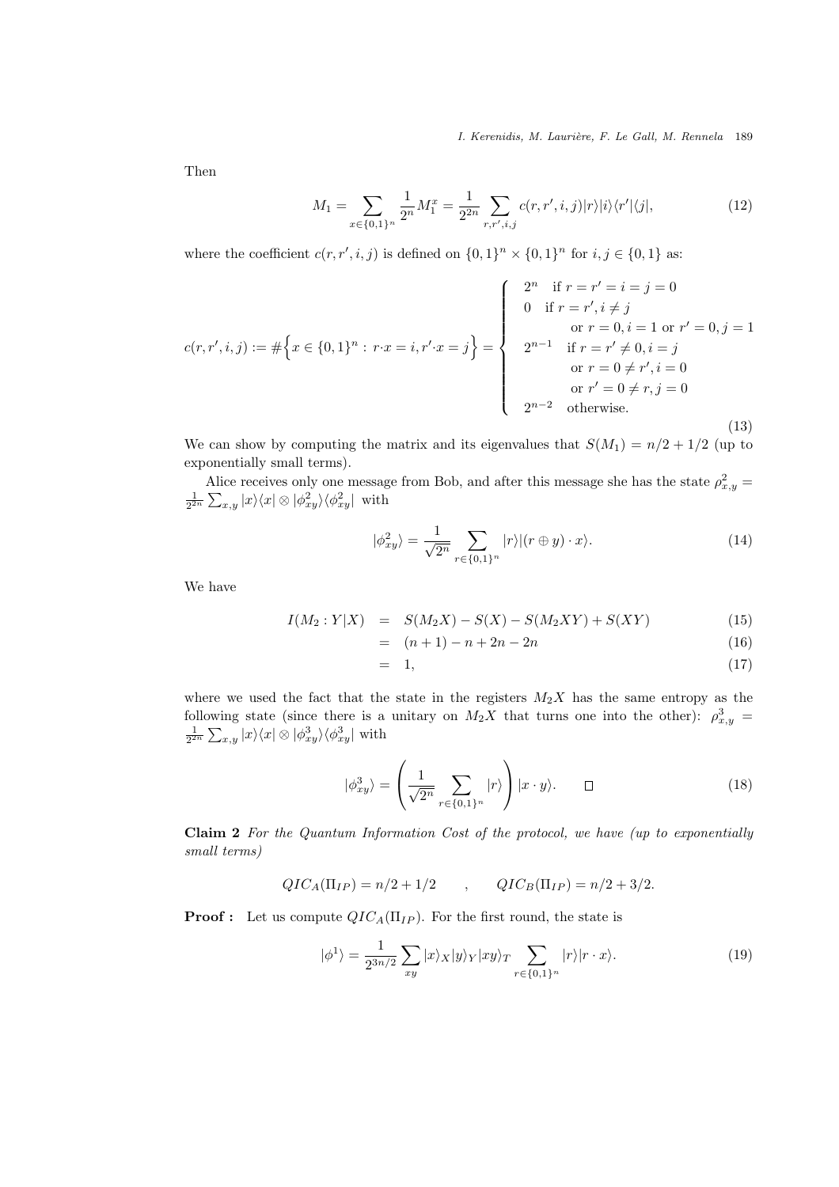Then

$$M_1 = \sum_{x \in \{0,1\}^n} \frac{1}{2^n} M_1^x = \frac{1}{2^{2n}} \sum_{r,r',i,j} c(r,r',i,j) |r\rangle|i\rangle\langle r'|\langle j|, \tag{12}$$

where the coefficient $c(r,r',i,j)$ is defined on $\{0,1\}^n \times \{0,1\}^n$ for $i,j \in \{0,1\}$ as:

$$c(r,r',i,j) := \#\Big\{x \in \{0,1\}^n : r \cdot x = i, r' \cdot x = j\Big\} = \begin{cases} 2^n & \text{if } r = r' = i = j = 0 \\ 0 & \text{if } r = r', i \neq j \\ & \quad \text{or } r = 0, i = 1 \text{ or } r' = 0, j = 1 \\ 2^{n-1} & \text{if } r = r' \neq 0, i = j \\ & \quad \text{or } r = 0 \neq r', i = 0 \\ & \quad \text{or } r' = 0 \neq r, j = 0 \\ 2^{n-2} & \text{otherwise.} \end{cases} \tag{13}$$

We can show by computing the matrix and its eigenvalues that $S(M_1) = n/2 + 1/2$ (up to exponentially small terms).

Alice receives only one message from Bob, and after this message she has the state $\rho^2_{x,y} = \frac{1}{2^{2n}} \sum_{x,y} |x\rangle\langle x| \otimes |\phi^2_{xy}\rangle\langle\phi^2_{xy}|$ with

$$|\phi^2_{xy}\rangle = \frac{1}{\sqrt{2^n}} \sum_{r \in \{0,1\}^n} |r\rangle|(r \oplus y) \cdot x\rangle. \tag{14}$$

We have

$$\begin{aligned} I(M_2 : Y|X) &= S(M_2 X) - S(X) - S(M_2 XY) + S(XY) & (15) \\ &= (n+1) - n + 2n - 2n & (16) \\ &= 1, & (17) \end{aligned}$$

where we used the fact that the state in the registers $M_2 X$ has the same entropy as the following state (since there is a unitary on $M_2 X$ that turns one into the other): $\rho^3_{x,y} = \frac{1}{2^{2n}} \sum_{x,y} |x\rangle\langle x| \otimes |\phi^3_{xy}\rangle\langle\phi^3_{xy}|$ with

$$|\phi^3_{xy}\rangle = \left(\frac{1}{\sqrt{2^n}} \sum_{r \in \{0,1\}^n} |r\rangle\right) |x \cdot y\rangle. \qquad \square \tag{18}$$

**Claim 2** *For the Quantum Information Cost of the protocol, we have (up to exponentially small terms)*

$$QIC_A(\Pi_{IP}) = n/2 + 1/2 \qquad , \qquad QIC_B(\Pi_{IP}) = n/2 + 3/2.$$

**Proof :** Let us compute $QIC_A(\Pi_{IP})$. For the first round, the state is

$$|\phi^1\rangle = \frac{1}{2^{3n/2}} \sum_{xy} |x\rangle_X |y\rangle_Y |xy\rangle_T \sum_{r \in \{0,1\}^n} |r\rangle|r \cdot x\rangle. \tag{19}$$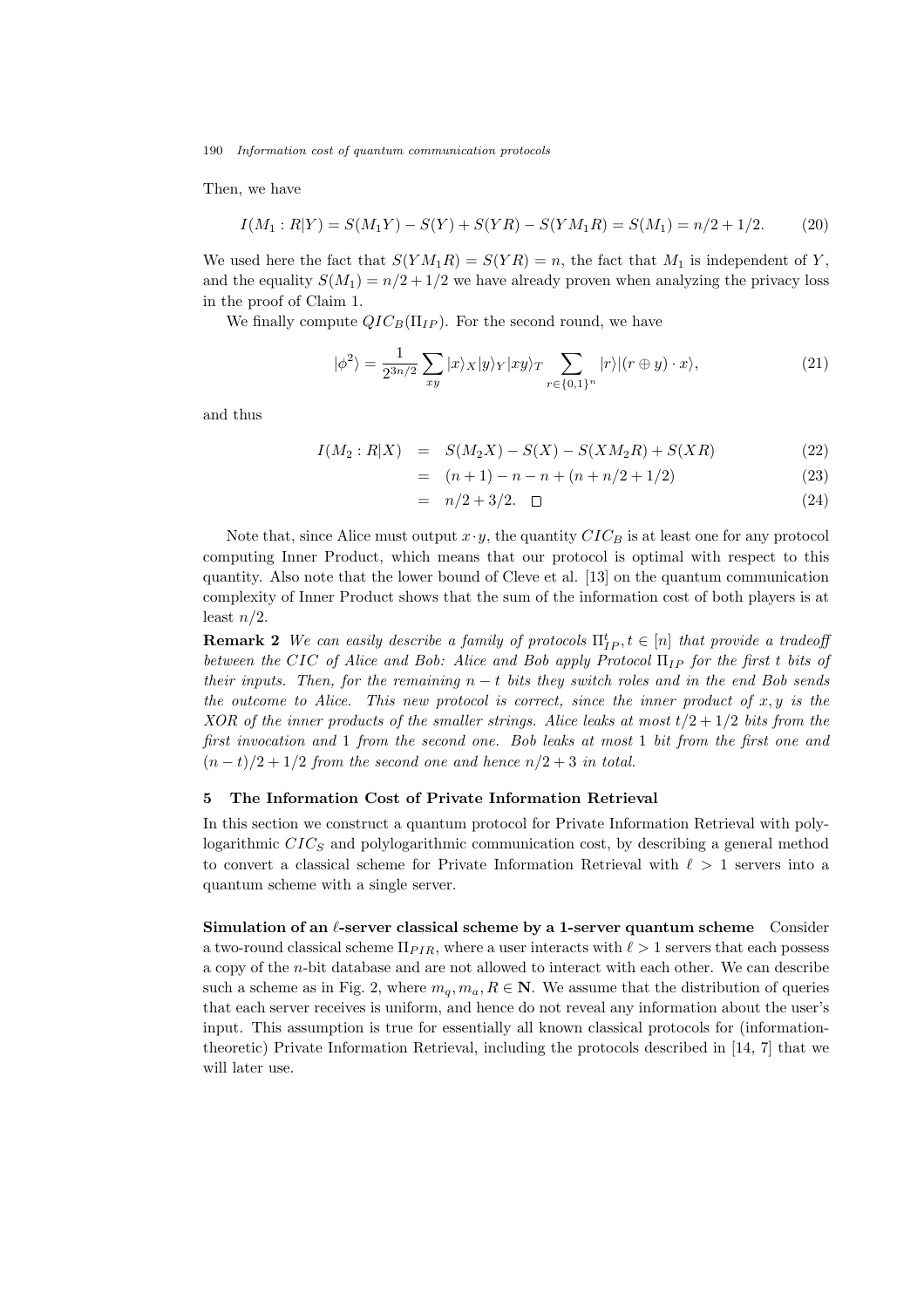Then, we have

$$I(M_1 : R|Y) = S(M_1Y) - S(Y) + S(YR) - S(YM_1R) = S(M_1) = n/2 + 1/2. \tag{20}$$

We used here the fact that $S(YM_1R) = S(YR) = n$, the fact that $M_1$ is independent of $Y$, and the equality $S(M_1) = n/2 + 1/2$ we have already proven when analyzing the privacy loss in the proof of Claim 1.

We finally compute $QIC_B(\Pi_{IP})$. For the second round, we have

$$|\phi^2\rangle = \frac{1}{2^{3n/2}} \sum_{xy} |x\rangle_X |y\rangle_Y |xy\rangle_T \sum_{r \in \{0,1\}^n} |r\rangle |(r \oplus y) \cdot x\rangle, \tag{21}$$

and thus

$$\begin{aligned} I(M_2 : R|X) &= S(M_2X) - S(X) - S(XM_2R) + S(XR) & (22)\\ &= (n+1) - n - n + (n + n/2 + 1/2) & (23)\\ &= n/2 + 3/2. \quad \square & (24) \end{aligned}$$

Note that, since Alice must output $x \cdot y$, the quantity $CIC_B$ is at least one for any protocol computing Inner Product, which means that our protocol is optimal with respect to this quantity. Also note that the lower bound of Cleve et al. [13] on the quantum communication complexity of Inner Product shows that the sum of the information cost of both players is at least $n/2$.

**Remark 2** *We can easily describe a family of protocols $\Pi^t_{IP}, t \in [n]$ that provide a tradeoff between the CIC of Alice and Bob: Alice and Bob apply Protocol $\Pi_{IP}$ for the first $t$ bits of their inputs. Then, for the remaining $n - t$ bits they switch roles and in the end Bob sends the outcome to Alice. This new protocol is correct, since the inner product of $x, y$ is the XOR of the inner products of the smaller strings. Alice leaks at most $t/2 + 1/2$ bits from the first invocation and 1 from the second one. Bob leaks at most 1 bit from the first one and $(n-t)/2 + 1/2$ from the second one and hence $n/2 + 3$ in total.*

## 5 The Information Cost of Private Information Retrieval

In this section we construct a quantum protocol for Private Information Retrieval with polylogarithmic $CIC_S$ and polylogarithmic communication cost, by describing a general method to convert a classical scheme for Private Information Retrieval with $\ell > 1$ servers into a quantum scheme with a single server.

**Simulation of an $\ell$-server classical scheme by a 1-server quantum scheme** Consider a two-round classical scheme $\Pi_{PIR}$, where a user interacts with $\ell > 1$ servers that each possess a copy of the $n$-bit database and are not allowed to interact with each other. We can describe such a scheme as in Fig. 2, where $m_q, m_a, R \in \mathbf{N}$. We assume that the distribution of queries that each server receives is uniform, and hence do not reveal any information about the user's input. This assumption is true for essentially all known classical protocols for (information-theoretic) Private Information Retrieval, including the protocols described in [14, 7] that we will later use.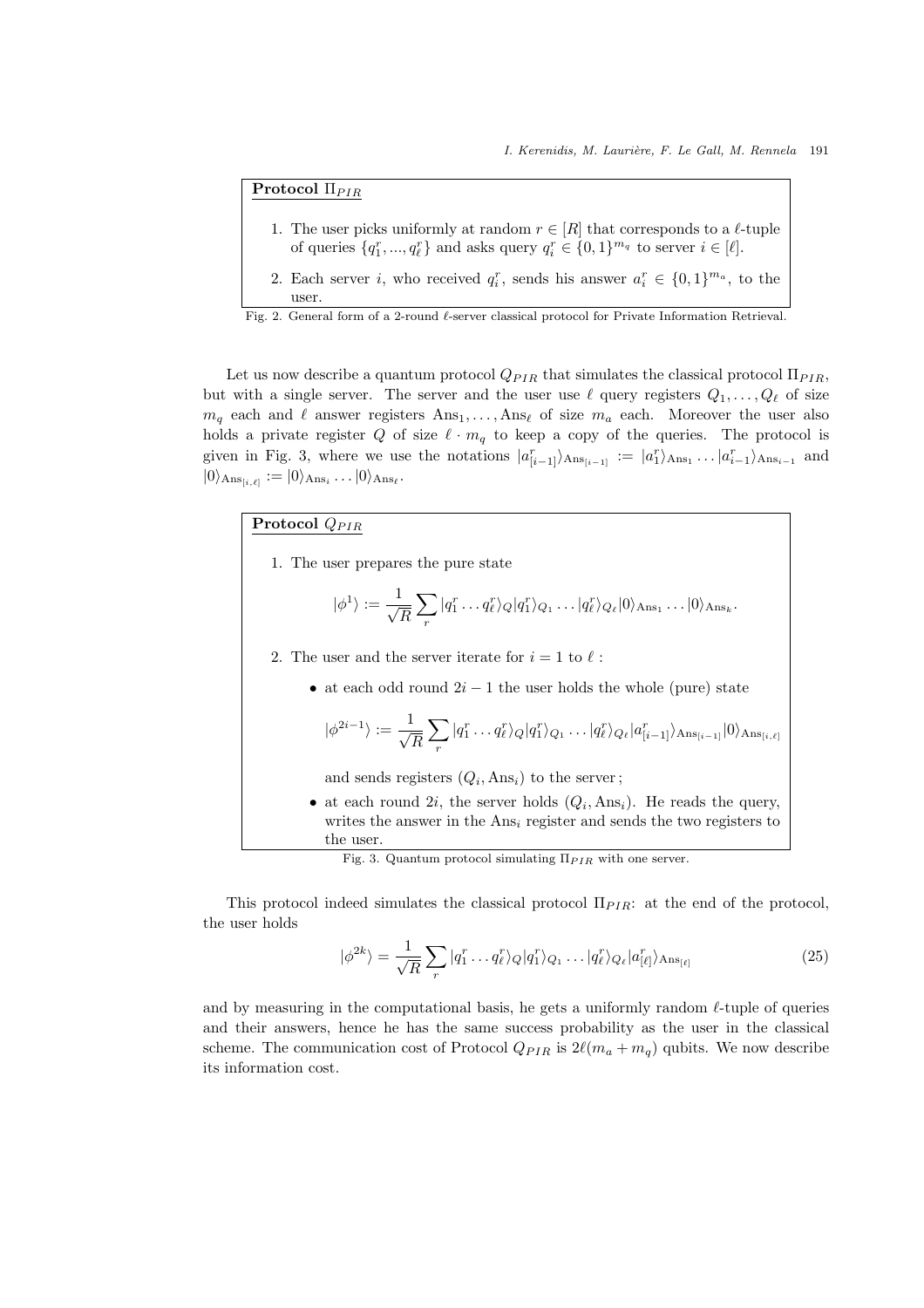**Protocol $\Pi_{PIR}$**

1. The user picks uniformly at random $r \in [R]$ that corresponds to a $\ell$-tuple of queries $\{q_1^r, ..., q_\ell^r\}$ and asks query $q_i^r \in \{0,1\}^{m_q}$ to server $i \in [\ell]$.
2. Each server $i$, who received $q_i^r$, sends his answer $a_i^r \in \{0,1\}^{m_a}$, to the user.

Fig. 2. General form of a 2-round $\ell$-server classical protocol for Private Information Retrieval.

Let us now describe a quantum protocol $Q_{PIR}$ that simulates the classical protocol $\Pi_{PIR}$, but with a single server. The server and the user use $\ell$ query registers $Q_1, \ldots, Q_\ell$ of size $m_q$ each and $\ell$ answer registers $\mathrm{Ans}_1, \ldots, \mathrm{Ans}_\ell$ of size $m_a$ each. Moreover the user also holds a private register $Q$ of size $\ell \cdot m_q$ to keep a copy of the queries. The protocol is given in Fig. 3, where we use the notations $|a^r_{[i-1]}\rangle_{\mathrm{Ans}_{[i-1]}} := |a^r_1\rangle_{\mathrm{Ans}_1} \ldots |a^r_{i-1}\rangle_{\mathrm{Ans}_{i-1}}$ and $|0\rangle_{\mathrm{Ans}_{[i,\ell]}} := |0\rangle_{\mathrm{Ans}_i} \ldots |0\rangle_{\mathrm{Ans}_\ell}$.

**Protocol $Q_{PIR}$**

1. The user prepares the pure state

$$|\phi^1\rangle := \frac{1}{\sqrt{R}} \sum_r |q_1^r \ldots q_\ell^r\rangle_Q |q_1^r\rangle_{Q_1} \ldots |q_\ell^r\rangle_{Q_\ell} |0\rangle_{\mathrm{Ans}_1} \ldots |0\rangle_{\mathrm{Ans}_k}.$$

2. The user and the server iterate for $i = 1$ to $\ell$ :
   - at each odd round $2i-1$ the user holds the whole (pure) state

   $$|\phi^{2i-1}\rangle := \frac{1}{\sqrt{R}} \sum_r |q_1^r \ldots q_\ell^r\rangle_Q |q_1^r\rangle_{Q_1} \ldots |q_\ell^r\rangle_{Q_\ell} |a^r_{[i-1]}\rangle_{\mathrm{Ans}_{[i-1]}} |0\rangle_{\mathrm{Ans}_{[i,\ell]}}$$

   and sends registers $(Q_i, \mathrm{Ans}_i)$ to the server ;
   - at each round $2i$, the server holds $(Q_i, \mathrm{Ans}_i)$. He reads the query, writes the answer in the $\mathrm{Ans}_i$ register and sends the two registers to the user.

Fig. 3. Quantum protocol simulating $\Pi_{PIR}$ with one server.

This protocol indeed simulates the classical protocol $\Pi_{PIR}$: at the end of the protocol, the user holds

$$|\phi^{2k}\rangle = \frac{1}{\sqrt{R}} \sum_r |q_1^r \ldots q_\ell^r\rangle_Q |q_1^r\rangle_{Q_1} \ldots |q_\ell^r\rangle_{Q_\ell} |a^r_{[\ell]}\rangle_{\mathrm{Ans}_{[\ell]}} \tag{25}$$

and by measuring in the computational basis, he gets a uniformly random $\ell$-tuple of queries and their answers, hence he has the same success probability as the user in the classical scheme. The communication cost of Protocol $Q_{PIR}$ is $2\ell(m_a + m_q)$ qubits. We now describe its information cost.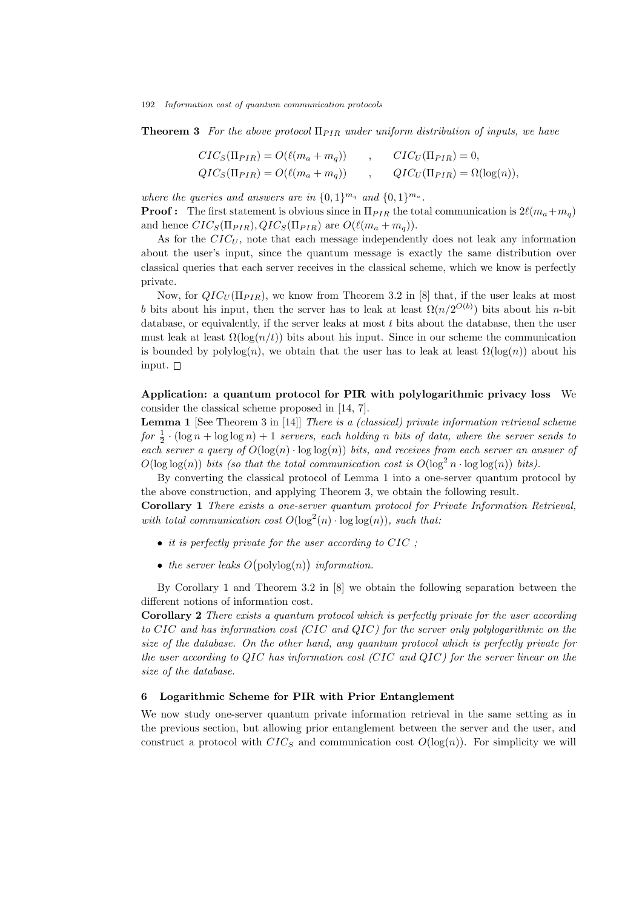**Theorem 3** *For the above protocol $\Pi_{PIR}$ under uniform distribution of inputs, we have*

$$CIC_S(\Pi_{PIR}) = O(\ell(m_a + m_q)) \quad , \quad CIC_U(\Pi_{PIR}) = 0,$$
$$QIC_S(\Pi_{PIR}) = O(\ell(m_a + m_q)) \quad , \quad QIC_U(\Pi_{PIR}) = \Omega(\log(n)),$$

*where the queries and answers are in $\{0,1\}^{m_q}$ and $\{0,1\}^{m_a}$.*

**Proof :** The first statement is obvious since in $\Pi_{PIR}$ the total communication is $2\ell(m_a+m_q)$ and hence $CIC_S(\Pi_{PIR}), QIC_S(\Pi_{PIR})$ are $O(\ell(m_a + m_q))$.

As for the $CIC_U$, note that each message independently does not leak any information about the user's input, since the quantum message is exactly the same distribution over classical queries that each server receives in the classical scheme, which we know is perfectly private.

Now, for $QIC_U(\Pi_{PIR})$, we know from Theorem 3.2 in [8] that, if the user leaks at most $b$ bits about his input, then the server has to leak at least $\Omega(n/2^{O(b)})$ bits about his $n$-bit database, or equivalently, if the server leaks at most $t$ bits about the database, then the user must leak at least $\Omega(\log(n/t))$ bits about his input. Since in our scheme the communication is bounded by $\text{polylog}(n)$, we obtain that the user has to leak at least $\Omega(\log(n))$ about his input. □

**Application: a quantum protocol for PIR with polylogarithmic privacy loss** We consider the classical scheme proposed in [14, 7].

**Lemma 1** [See Theorem 3 in [14]] *There is a (classical) private information retrieval scheme for $\frac{1}{2} \cdot (\log n + \log\log n) + 1$ servers, each holding $n$ bits of data, where the server sends to each server a query of $O(\log(n) \cdot \log\log(n))$ bits, and receives from each server an answer of $O(\log\log(n))$ bits (so that the total communication cost is $O(\log^2 n \cdot \log\log(n))$ bits).*

By converting the classical protocol of Lemma 1 into a one-server quantum protocol by the above construction, and applying Theorem 3, we obtain the following result.

**Corollary 1** *There exists a one-server quantum protocol for Private Information Retrieval, with total communication cost $O(\log^2(n) \cdot \log\log(n))$, such that:*

- *it is perfectly private for the user according to CIC ;*
- *the server leaks $O\big(\text{polylog}(n)\big)$ information.*

By Corollary 1 and Theorem 3.2 in [8] we obtain the following separation between the different notions of information cost.

**Corollary 2** *There exists a quantum protocol which is perfectly private for the user according to CIC and has information cost (CIC and QIC) for the server only polylogarithmic on the size of the database. On the other hand, any quantum protocol which is perfectly private for the user according to QIC has information cost (CIC and QIC) for the server linear on the size of the database.*

## 6 Logarithmic Scheme for PIR with Prior Entanglement

We now study one-server quantum private information retrieval in the same setting as in the previous section, but allowing prior entanglement between the server and the user, and construct a protocol with $CIC_S$ and communication cost $O(\log(n))$. For simplicity we will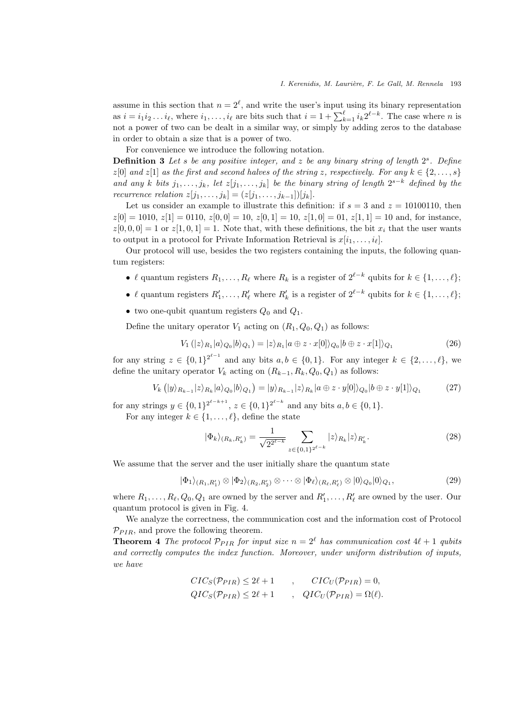assume in this section that $n = 2^\ell$, and write the user's input using its binary representation as $i = i_1 i_2 \dots i_\ell$, where $i_1, \dots, i_\ell$ are bits such that $i = 1 + \sum_{k=1}^{\ell} i_k 2^{\ell-k}$. The case where $n$ is not a power of two can be dealt in a similar way, or simply by adding zeros to the database in order to obtain a size that is a power of two.

For convenience we introduce the following notation.

**Definition 3** *Let $s$ be any positive integer, and $z$ be any binary string of length $2^s$. Define $z[0]$ and $z[1]$ as the first and second halves of the string $z$, respectively. For any $k \in \{2, \dots, s\}$ and any $k$ bits $j_1, \dots, j_k$, let $z[j_1, \dots, j_k]$ be the binary string of length $2^{s-k}$ defined by the recurrence relation $z[j_1, \dots, j_k] = (z[j_1, \dots, j_{k-1}])[j_k]$.*

Let us consider an example to illustrate this definition: if $s = 3$ and $z = 10100110$, then $z[0] = 1010$, $z[1] = 0110$, $z[0,0] = 10$, $z[0,1] = 10$, $z[1,0] = 01$, $z[1,1] = 10$ and, for instance, $z[0,0,0] = 1$ or $z[1,0,1] = 1$. Note that, with these definitions, the bit $x_i$ that the user wants to output in a protocol for Private Information Retrieval is $x[i_1, \dots, i_\ell]$.

Our protocol will use, besides the two registers containing the inputs, the following quantum registers:

- $\ell$ quantum registers $R_1, \dots, R_\ell$ where $R_k$ is a register of $2^{\ell-k}$ qubits for $k \in \{1, \dots, \ell\}$;
- $\ell$ quantum registers $R'_1, \dots, R'_\ell$ where $R'_k$ is a register of $2^{\ell-k}$ qubits for $k \in \{1, \dots, \ell\}$;
- two one-qubit quantum registers $Q_0$ and $Q_1$.

Define the unitary operator $V_1$ acting on $(R_1, Q_0, Q_1)$ as follows:

$$V_1 \left(|z\rangle_{R_1} |a\rangle_{Q_0} |b\rangle_{Q_1}\right) = |z\rangle_{R_1} |a \oplus z \cdot x[0]\rangle_{Q_0} |b \oplus z \cdot x[1]\rangle_{Q_1} \tag{26}$$

for any string $z \in \{0,1\}^{2^{\ell-1}}$ and any bits $a, b \in \{0,1\}$. For any integer $k \in \{2, \dots, \ell\}$, we define the unitary operator $V_k$ acting on $(R_{k-1}, R_k, Q_0, Q_1)$ as follows:

$$V_k \left(|y\rangle_{R_{k-1}} |z\rangle_{R_k} |a\rangle_{Q_0} |b\rangle_{Q_1}\right) = |y\rangle_{R_{k-1}} |z\rangle_{R_k} |a \oplus z \cdot y[0]\rangle_{Q_0} |b \oplus z \cdot y[1]\rangle_{Q_1} \tag{27}$$

for any strings $y \in \{0,1\}^{2^{\ell-k+1}}$, $z \in \{0,1\}^{2^{\ell-k}}$ and any bits $a, b \in \{0,1\}$.

For any integer $k \in \{1, \dots, \ell\}$, define the state

$$|\Phi_k\rangle_{(R_k, R'_k)} = \frac{1}{\sqrt{2^{2^{\ell-k}}}} \sum_{z \in \{0,1\}^{2^{\ell-k}}} |z\rangle_{R_k} |z\rangle_{R'_k}. \tag{28}$$

We assume that the server and the user initially share the quantum state

$$|\Phi_1\rangle_{(R_1, R'_1)} \otimes |\Phi_2\rangle_{(R_2, R'_2)} \otimes \cdots \otimes |\Phi_\ell\rangle_{(R_\ell, R'_\ell)} \otimes |0\rangle_{Q_0} |0\rangle_{Q_1}, \tag{29}$$

where $R_1, \dots, R_\ell, Q_0, Q_1$ are owned by the server and $R'_1, \dots, R'_\ell$ are owned by the user. Our quantum protocol is given in Fig. 4.

We analyze the correctness, the communication cost and the information cost of Protocol $\mathcal{P}_{PIR}$, and prove the following theorem.

**Theorem 4** *The protocol $\mathcal{P}_{PIR}$ for input size $n = 2^\ell$ has communication cost $4\ell + 1$ qubits and correctly computes the index function. Moreover, under uniform distribution of inputs, we have*

$$\begin{aligned} CIC_S(\mathcal{P}_{PIR}) &\leq 2\ell + 1 \quad , \quad CIC_U(\mathcal{P}_{PIR}) = 0, \\ QIC_S(\mathcal{P}_{PIR}) &\leq 2\ell + 1 \quad , \quad QIC_U(\mathcal{P}_{PIR}) = \Omega(\ell). \end{aligned}$$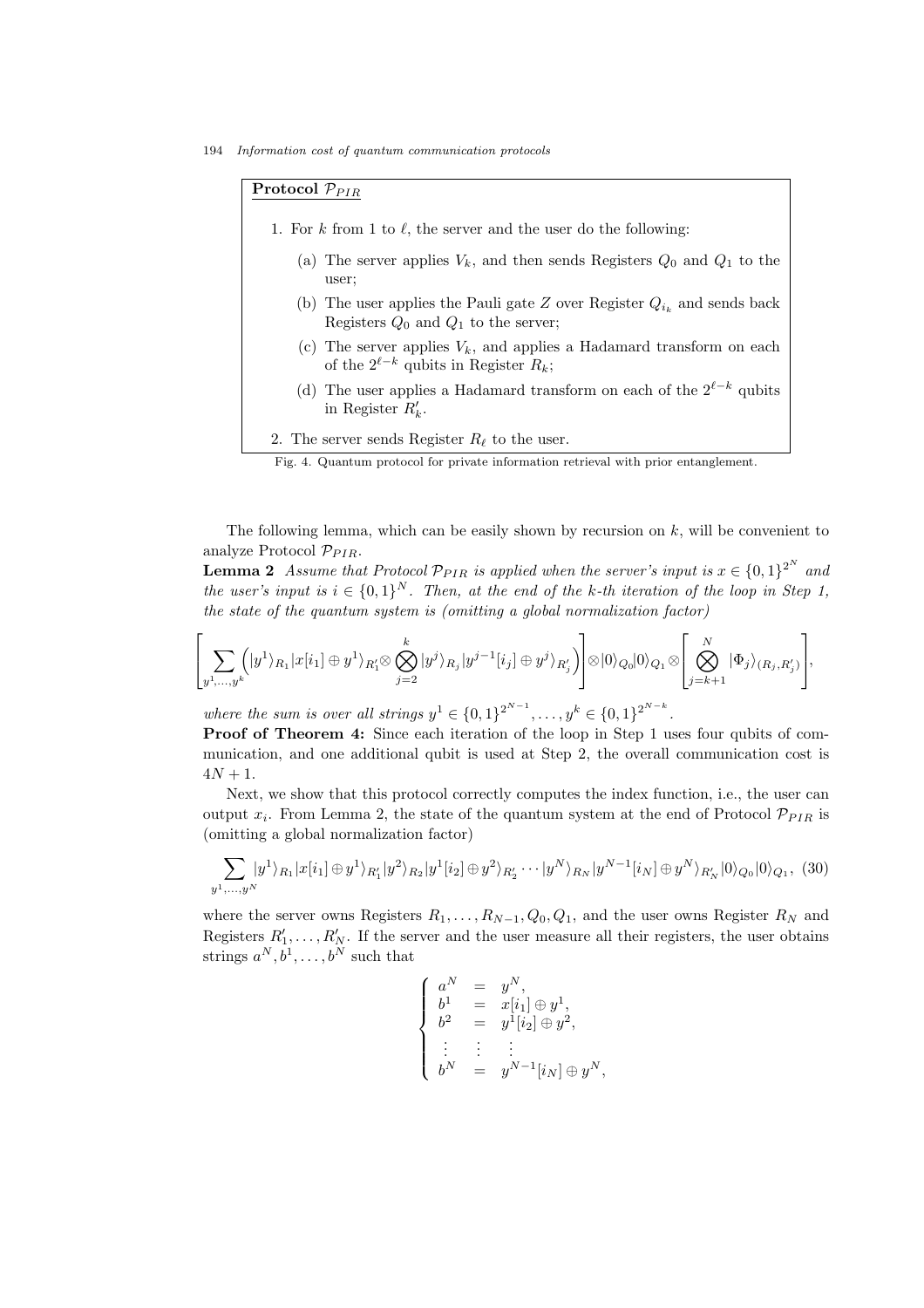**Protocol $\mathcal{P}_{PIR}$**

1. For $k$ from 1 to $\ell$, the server and the user do the following:

   (a) The server applies $V_k$, and then sends Registers $Q_0$ and $Q_1$ to the user;

   (b) The user applies the Pauli gate $Z$ over Register $Q_{i_k}$ and sends back Registers $Q_0$ and $Q_1$ to the server;

   (c) The server applies $V_k$, and applies a Hadamard transform on each of the $2^{\ell-k}$ qubits in Register $R_k$;

   (d) The user applies a Hadamard transform on each of the $2^{\ell-k}$ qubits in Register $R'_k$.

2. The server sends Register $R_\ell$ to the user.

Fig. 4. Quantum protocol for private information retrieval with prior entanglement.

The following lemma, which can be easily shown by recursion on $k$, will be convenient to analyze Protocol $\mathcal{P}_{PIR}$.

**Lemma 2** *Assume that Protocol $\mathcal{P}_{PIR}$ is applied when the server's input is $x \in \{0,1\}^{2^N}$ and the user's input is $i \in \{0,1\}^N$. Then, at the end of the $k$-th iteration of the loop in Step 1, the state of the quantum system is (omitting a global normalization factor)*

$$\left[\sum_{y^1,\ldots,y^k}\Big(|y^1\rangle_{R_1}|x[i_1]\oplus y^1\rangle_{R'_1}\otimes\bigotimes_{j=2}^{k}|y^j\rangle_{R_j}|y^{j-1}[i_j]\oplus y^j\rangle_{R'_j}\Big)\right]\otimes|0\rangle_{Q_0}|0\rangle_{Q_1}\otimes\left[\bigotimes_{j=k+1}^{N}|\Phi_j\rangle_{(R_j,R'_j)}\right],$$

*where the sum is over all strings $y^1 \in \{0,1\}^{2^{N-1}}, \ldots, y^k \in \{0,1\}^{2^{N-k}}$.*

**Proof of Theorem 4:** Since each iteration of the loop in Step 1 uses four qubits of communication, and one additional qubit is used at Step 2, the overall communication cost is $4N+1$.

Next, we show that this protocol correctly computes the index function, i.e., the user can output $x_i$. From Lemma 2, the state of the quantum system at the end of Protocol $\mathcal{P}_{PIR}$ is (omitting a global normalization factor)

$$\sum_{y^1,\ldots,y^N}|y^1\rangle_{R_1}|x[i_1]\oplus y^1\rangle_{R'_1}|y^2\rangle_{R_2}|y^1[i_2]\oplus y^2\rangle_{R'_2}\cdots|y^N\rangle_{R_N}|y^{N-1}[i_N]\oplus y^N\rangle_{R'_N}|0\rangle_{Q_0}|0\rangle_{Q_1}, \quad (30)$$

where the server owns Registers $R_1,\ldots,R_{N-1},Q_0,Q_1$, and the user owns Register $R_N$ and Registers $R'_1,\ldots,R'_N$. If the server and the user measure all their registers, the user obtains strings $a^N, b^1, \ldots, b^N$ such that

$$\left\{\begin{array}{lcl} a^N & = & y^N, \\ b^1 & = & x[i_1]\oplus y^1, \\ b^2 & = & y^1[i_2]\oplus y^2, \\ \vdots & \vdots & \vdots \\ b^N & = & y^{N-1}[i_N]\oplus y^N, \end{array}\right.$$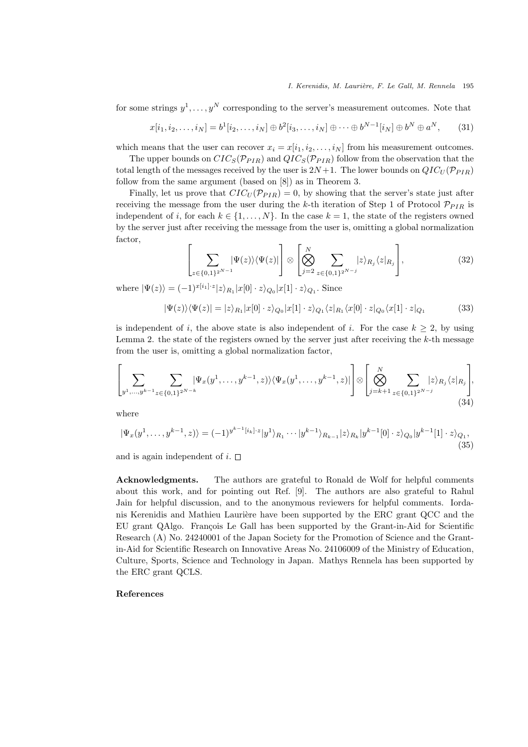for some strings $y^1, \ldots, y^N$ corresponding to the server's measurement outcomes. Note that

$$x[i_1, i_2, \ldots, i_N] = b^1[i_2, \ldots, i_N] \oplus b^2[i_3, \ldots, i_N] \oplus \cdots \oplus b^{N-1}[i_N] \oplus b^N \oplus a^N, \tag{31}$$

which means that the user can recover $x_i = x[i_1, i_2, \ldots, i_N]$ from his measurement outcomes.

The upper bounds on $CIC_S(\mathcal{P}_{PIR})$ and $QIC_S(\mathcal{P}_{PIR})$ follow from the observation that the total length of the messages received by the user is $2N+1$. The lower bounds on $QIC_U(\mathcal{P}_{PIR})$ follow from the same argument (based on [8]) as in Theorem 3.

Finally, let us prove that $CIC_U(\mathcal{P}_{PIR}) = 0$, by showing that the server's state just after receiving the message from the user during the $k$-th iteration of Step 1 of Protocol $\mathcal{P}_{PIR}$ is independent of $i$, for each $k \in \{1, \ldots, N\}$. In the case $k = 1$, the state of the registers owned by the server just after receiving the message from the user is, omitting a global normalization factor,

$$\left[\sum_{z \in \{0,1\}^{2^{N-1}}} |\Psi(z)\rangle\langle\Psi(z)|\right] \otimes \left[\bigotimes_{j=2}^{N} \sum_{z \in \{0,1\}^{2^{N-j}}} |z\rangle_{R_j}\langle z|_{R_j}\right], \tag{32}$$

where $|\Psi(z)\rangle = (-1)^{x[i_1]\cdot z}|z\rangle_{R_1}|x[0]\cdot z\rangle_{Q_0}|x[1]\cdot z\rangle_{Q_1}$. Since

$$|\Psi(z)\rangle\langle\Psi(z)| = |z\rangle_{R_1}|x[0]\cdot z\rangle_{Q_0}|x[1]\cdot z\rangle_{Q_1}\langle z|_{R_1}\langle x[0]\cdot z|_{Q_0}\langle x[1]\cdot z|_{Q_1} \tag{33}$$

is independent of $i$, the above state is also independent of $i$. For the case $k \geq 2$, by using Lemma 2. the state of the registers owned by the server just after receiving the $k$-th message from the user is, omitting a global normalization factor,

$$\left[\sum_{y^1,\ldots,y^{k-1}} \sum_{z \in \{0,1\}^{2^{N-k}}} |\Psi_x(y^1, \ldots, y^{k-1}, z)\rangle\langle\Psi_x(y^1, \ldots, y^{k-1}, z)|\right] \otimes \left[\bigotimes_{j=k+1}^{N} \sum_{z \in \{0,1\}^{2^{N-j}}} |z\rangle_{R_j}\langle z|_{R_j}\right], \tag{34}$$

where

$$|\Psi_x(y^1, \ldots, y^{k-1}, z)\rangle = (-1)^{y^{k-1}[i_k]\cdot z}|y^1\rangle_{R_1}\cdots|y^{k-1}\rangle_{R_{k-1}}|z\rangle_{R_k}|y^{k-1}[0]\cdot z\rangle_{Q_0}|y^{k-1}[1]\cdot z\rangle_{Q_1}, \tag{35}$$

and is again independent of $i$. □

**Acknowledgments.** The authors are grateful to Ronald de Wolf for helpful comments about this work, and for pointing out Ref. [9]. The authors are also grateful to Rahul Jain for helpful discussion, and to the anonymous reviewers for helpful comments. Iordanis Kerenidis and Mathieu Laurière have been supported by the ERC grant QCC and the EU grant QAlgo. François Le Gall has been supported by the Grant-in-Aid for Scientific Research (A) No. 24240001 of the Japan Society for the Promotion of Science and the Grant-in-Aid for Scientific Research on Innovative Areas No. 24106009 of the Ministry of Education, Culture, Sports, Science and Technology in Japan. Mathys Rennela has been supported by the ERC grant QCLS.

**References**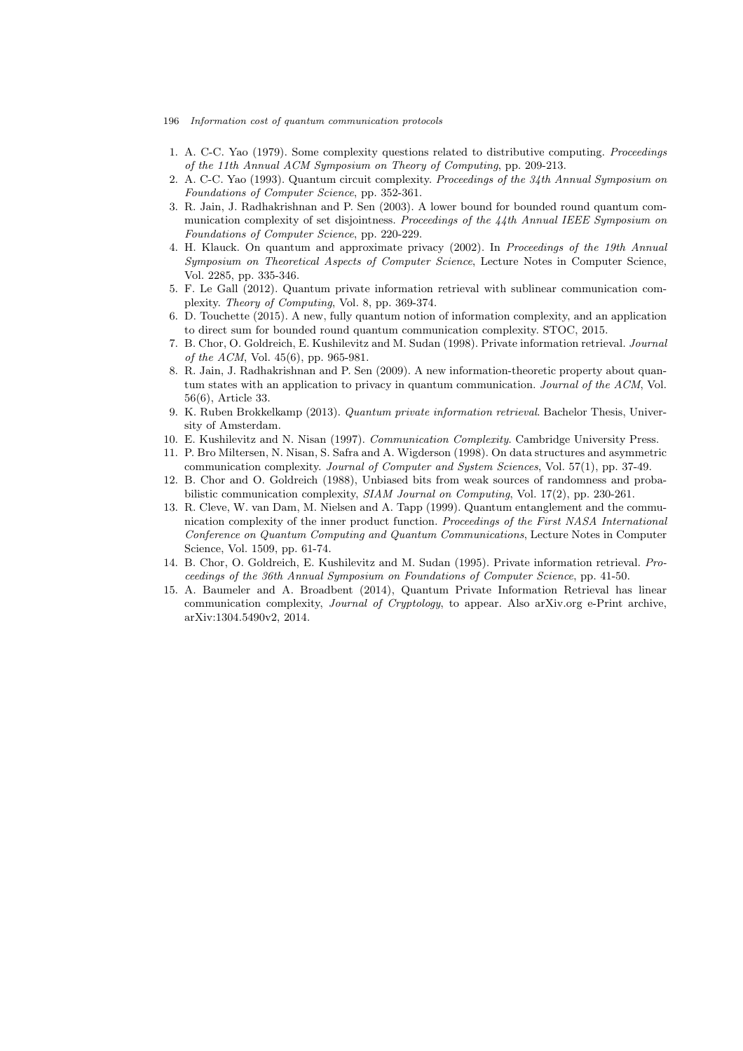1. A. C-C. Yao (1979). Some complexity questions related to distributive computing. *Proceedings of the 11th Annual ACM Symposium on Theory of Computing*, pp. 209-213.
2. A. C-C. Yao (1993). Quantum circuit complexity. *Proceedings of the 34th Annual Symposium on Foundations of Computer Science*, pp. 352-361.
3. R. Jain, J. Radhakrishnan and P. Sen (2003). A lower bound for bounded round quantum communication complexity of set disjointness. *Proceedings of the 44th Annual IEEE Symposium on Foundations of Computer Science*, pp. 220-229.
4. H. Klauck. On quantum and approximate privacy (2002). In *Proceedings of the 19th Annual Symposium on Theoretical Aspects of Computer Science*, Lecture Notes in Computer Science, Vol. 2285, pp. 335-346.
5. F. Le Gall (2012). Quantum private information retrieval with sublinear communication complexity. *Theory of Computing*, Vol. 8, pp. 369-374.
6. D. Touchette (2015). A new, fully quantum notion of information complexity, and an application to direct sum for bounded round quantum communication complexity. STOC, 2015.
7. B. Chor, O. Goldreich, E. Kushilevitz and M. Sudan (1998). Private information retrieval. *Journal of the ACM*, Vol. 45(6), pp. 965-981.
8. R. Jain, J. Radhakrishnan and P. Sen (2009). A new information-theoretic property about quantum states with an application to privacy in quantum communication. *Journal of the ACM*, Vol. 56(6), Article 33.
9. K. Ruben Brokkelkamp (2013). *Quantum private information retrieval*. Bachelor Thesis, University of Amsterdam.
10. E. Kushilevitz and N. Nisan (1997). *Communication Complexity*. Cambridge University Press.
11. P. Bro Miltersen, N. Nisan, S. Safra and A. Wigderson (1998). On data structures and asymmetric communication complexity. *Journal of Computer and System Sciences*, Vol. 57(1), pp. 37-49.
12. B. Chor and O. Goldreich (1988), Unbiased bits from weak sources of randomness and probabilistic communication complexity, *SIAM Journal on Computing*, Vol. 17(2), pp. 230-261.
13. R. Cleve, W. van Dam, M. Nielsen and A. Tapp (1999). Quantum entanglement and the communication complexity of the inner product function. *Proceedings of the First NASA International Conference on Quantum Computing and Quantum Communications*, Lecture Notes in Computer Science, Vol. 1509, pp. 61-74.
14. B. Chor, O. Goldreich, E. Kushilevitz and M. Sudan (1995). Private information retrieval. *Proceedings of the 36th Annual Symposium on Foundations of Computer Science*, pp. 41-50.
15. A. Baumeler and A. Broadbent (2014), Quantum Private Information Retrieval has linear communication complexity, *Journal of Cryptology*, to appear. Also arXiv.org e-Print archive, arXiv:1304.5490v2, 2014.